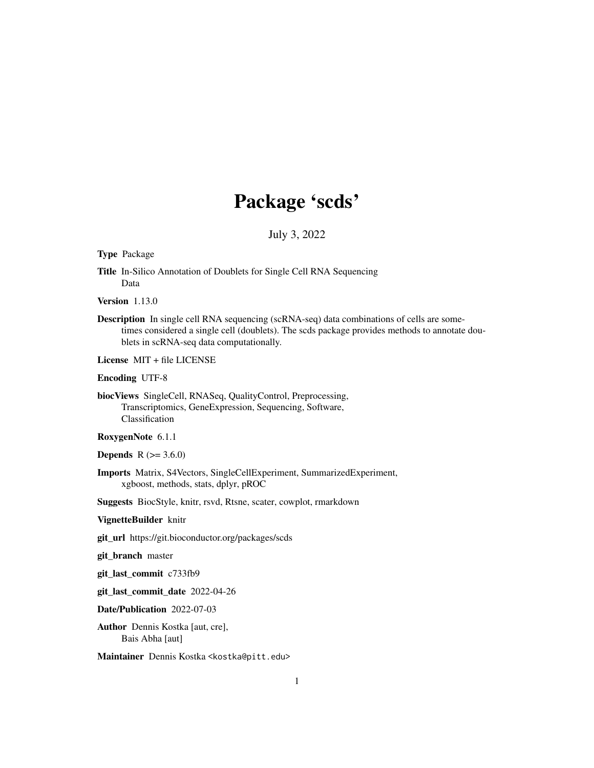# Package 'scds'

July 3, 2022

**Type** Package

**Title** In-Silico Annotation of Doublets for Single Cell RNA Sequencing Data

**Version** 1.13.0

**Description** In single cell RNA sequencing (scRNA-seq) data combinations of cells are sometimes considered a single cell (doublets). The scds package provides methods to annotate doublets in scRNA-seq data computationally.

**License** MIT + file LICENSE

**Encoding** UTF-8

**biocViews** SingleCell, RNASeq, QualityControl, Preprocessing, Transcriptomics, GeneExpression, Sequencing, Software, Classification

**RoxygenNote** 6.1.1

**Depends** R (>= 3.6.0)

**Imports** Matrix, S4Vectors, SingleCellExperiment, SummarizedExperiment, xgboost, methods, stats, dplyr, pROC

**Suggests** BiocStyle, knitr, rsvd, Rtsne, scater, cowplot, rmarkdown

**VignetteBuilder** knitr

**git_url** https://git.bioconductor.org/packages/scds

**git_branch** master

**git_last_commit** c733fb9

**git_last_commit_date** 2022-04-26

**Date/Publication** 2022-07-03

**Author** Dennis Kostka [aut, cre], Bais Abha [aut]

**Maintainer** Dennis Kostka <kostka@pitt.edu>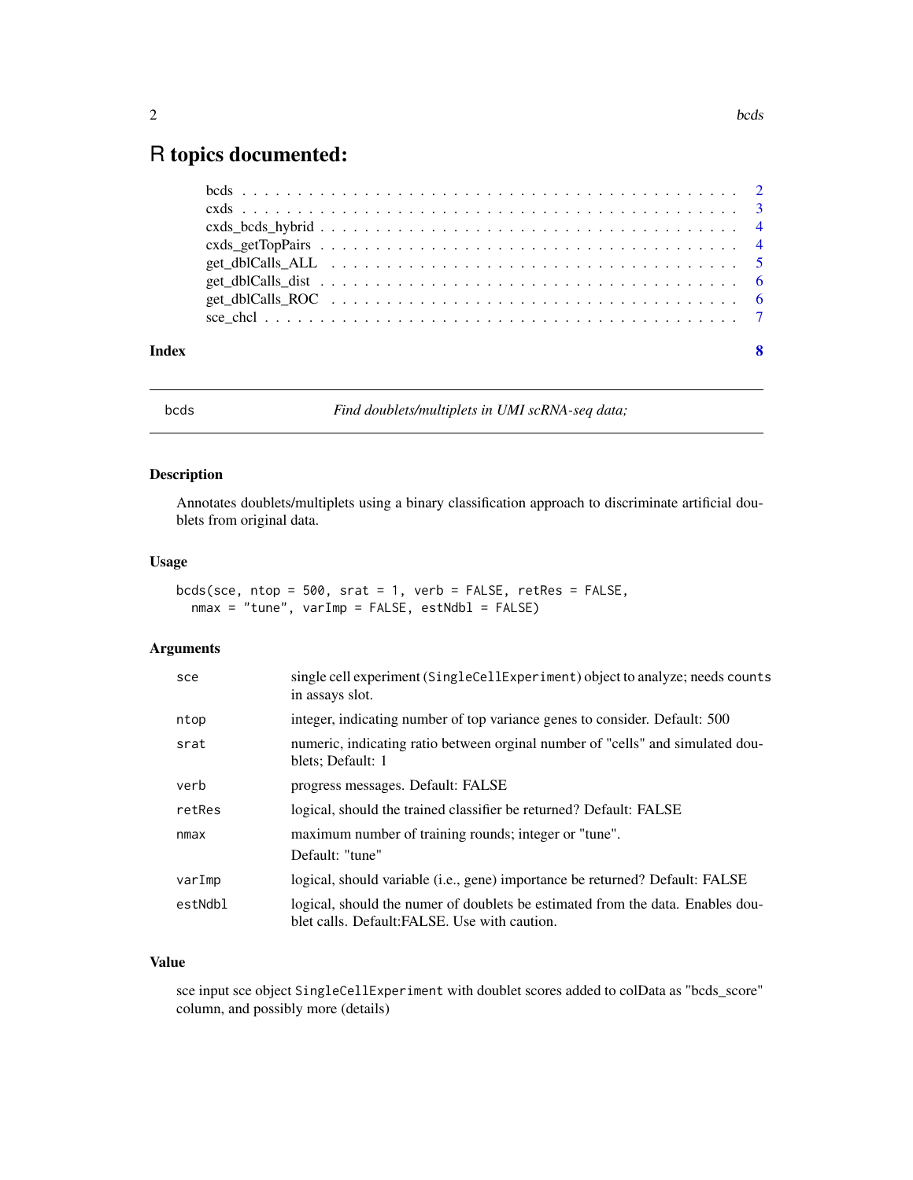# R topics documented:

| | |
|---|---|
| bcds | 2 |
| cxds | 3 |
| cxds_bcds_hybrid | 4 |
| cxds_getTopPairs | 4 |
| get_dblCalls_ALL | 5 |
| get_dblCalls_dist | 6 |
| get_dblCalls_ROC | 6 |
| sce_chcl | 7 |
| **Index** | **8** |

---

bcds &emsp; *Find doublets/multiplets in UMI scRNA-seq data;*

---

### Description

Annotates doublets/multiplets using a binary classification approach to discriminate artificial doublets from original data.

### Usage

```
bcds(sce, ntop = 500, srat = 1, verb = FALSE, retRes = FALSE,
  nmax = "tune", varImp = FALSE, estNdbl = FALSE)
```

### Arguments

| | |
|---|---|
| sce | single cell experiment (SingleCellExperiment) object to analyze; needs counts in assays slot. |
| ntop | integer, indicating number of top variance genes to consider. Default: 500 |
| srat | numeric, indicating ratio between orginal number of "cells" and simulated doublets; Default: 1 |
| verb | progress messages. Default: FALSE |
| retRes | logical, should the trained classifier be returned? Default: FALSE |
| nmax | maximum number of training rounds; integer or "tune". Default: "tune" |
| varImp | logical, should variable (i.e., gene) importance be returned? Default: FALSE |
| estNdbl | logical, should the numer of doublets be estimated from the data. Enables doublet calls. Default:FALSE. Use with caution. |

### Value

sce input sce object SingleCellExperiment with doublet scores added to colData as "bcds_score" column, and possibly more (details)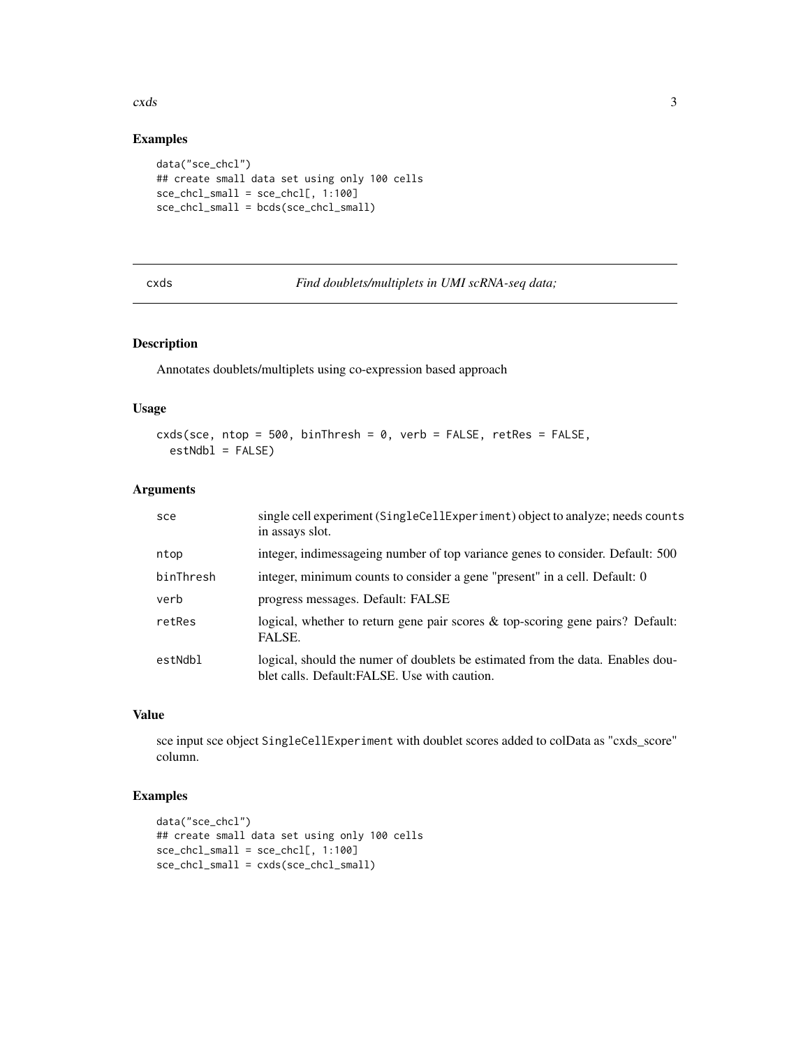## Examples

```
data("sce_chcl")
## create small data set using only 100 cells
sce_chcl_small = sce_chcl[, 1:100]
sce_chcl_small = bcds(sce_chcl_small)
```

---

# cxds — *Find doublets/multiplets in UMI scRNA-seq data;*

---

## Description

Annotates doublets/multiplets using co-expression based approach

## Usage

```
cxds(sce, ntop = 500, binThresh = 0, verb = FALSE, retRes = FALSE,
  estNdbl = FALSE)
```

## Arguments

| | |
|---|---|
| sce | single cell experiment (`SingleCellExperiment`) object to analyze; needs `counts` in assays slot. |
| ntop | integer, indimessageing number of top variance genes to consider. Default: 500 |
| binThresh | integer, minimum counts to consider a gene "present" in a cell. Default: 0 |
| verb | progress messages. Default: FALSE |
| retRes | logical, whether to return gene pair scores & top-scoring gene pairs? Default: FALSE. |
| estNdbl | logical, should the numer of doublets be estimated from the data. Enables doublet calls. Default:FALSE. Use with caution. |

## Value

sce input sce object `SingleCellExperiment` with doublet scores added to colData as "cxds_score" column.

## Examples

```
data("sce_chcl")
## create small data set using only 100 cells
sce_chcl_small = sce_chcl[, 1:100]
sce_chcl_small = cxds(sce_chcl_small)
```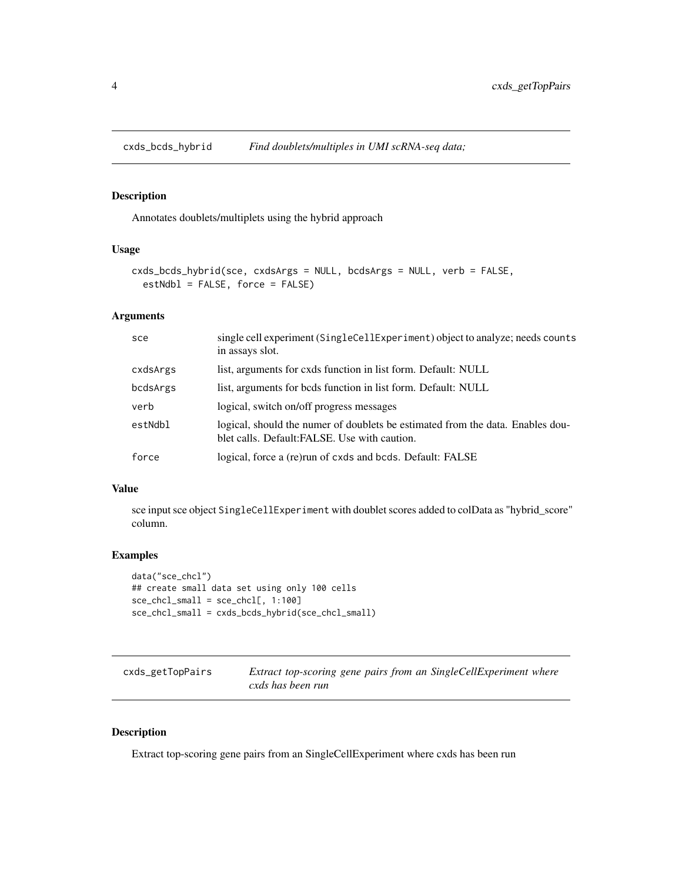## cxds_bcds_hybrid *Find doublets/multiples in UMI scRNA-seq data;*

### Description

Annotates doublets/multiplets using the hybrid approach

### Usage

```
cxds_bcds_hybrid(sce, cxdsArgs = NULL, bcdsArgs = NULL, verb = FALSE,
  estNdbl = FALSE, force = FALSE)
```

### Arguments

| | |
|---|---|
| sce | single cell experiment (SingleCellExperiment) object to analyze; needs counts in assays slot. |
| cxdsArgs | list, arguments for cxds function in list form. Default: NULL |
| bcdsArgs | list, arguments for bcds function in list form. Default: NULL |
| verb | logical, switch on/off progress messages |
| estNdbl | logical, should the numer of doublets be estimated from the data. Enables doublet calls. Default:FALSE. Use with caution. |
| force | logical, force a (re)run of cxds and bcds. Default: FALSE |

### Value

sce input sce object SingleCellExperiment with doublet scores added to colData as "hybrid_score" column.

### Examples

```
data("sce_chcl")
## create small data set using only 100 cells
sce_chcl_small = sce_chcl[, 1:100]
sce_chcl_small = cxds_bcds_hybrid(sce_chcl_small)
```

## cxds_getTopPairs *Extract top-scoring gene pairs from an SingleCellExperiment where cxds has been run*

### Description

Extract top-scoring gene pairs from an SingleCellExperiment where cxds has been run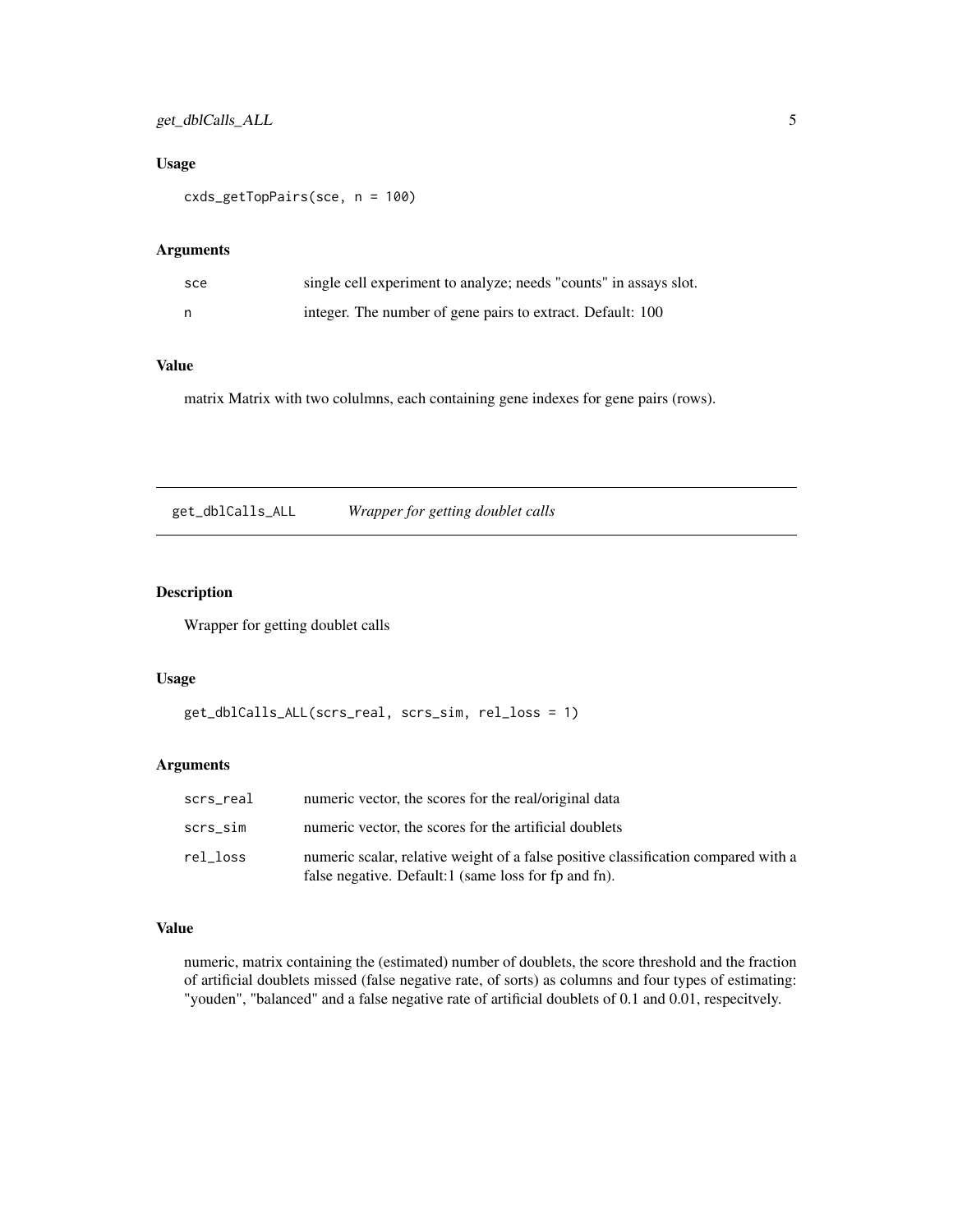### Usage

```
cxds_getTopPairs(sce, n = 100)
```

### Arguments

| | |
|---|---|
| sce | single cell experiment to analyze; needs "counts" in assays slot. |
| n | integer. The number of gene pairs to extract. Default: 100 |

### Value

matrix Matrix with two colulmns, each containing gene indexes for gene pairs (rows).

---

## get_dblCalls_ALL    *Wrapper for getting doublet calls*

---

### Description

Wrapper for getting doublet calls

### Usage

```
get_dblCalls_ALL(scrs_real, scrs_sim, rel_loss = 1)
```

### Arguments

| | |
|---|---|
| scrs_real | numeric vector, the scores for the real/original data |
| scrs_sim | numeric vector, the scores for the artificial doublets |
| rel_loss | numeric scalar, relative weight of a false positive classification compared with a false negative. Default:1 (same loss for fp and fn). |

### Value

numeric, matrix containing the (estimated) number of doublets, the score threshold and the fraction of artificial doublets missed (false negative rate, of sorts) as columns and four types of estimating: "youden", "balanced" and a false negative rate of artificial doublets of 0.1 and 0.01, respecitvely.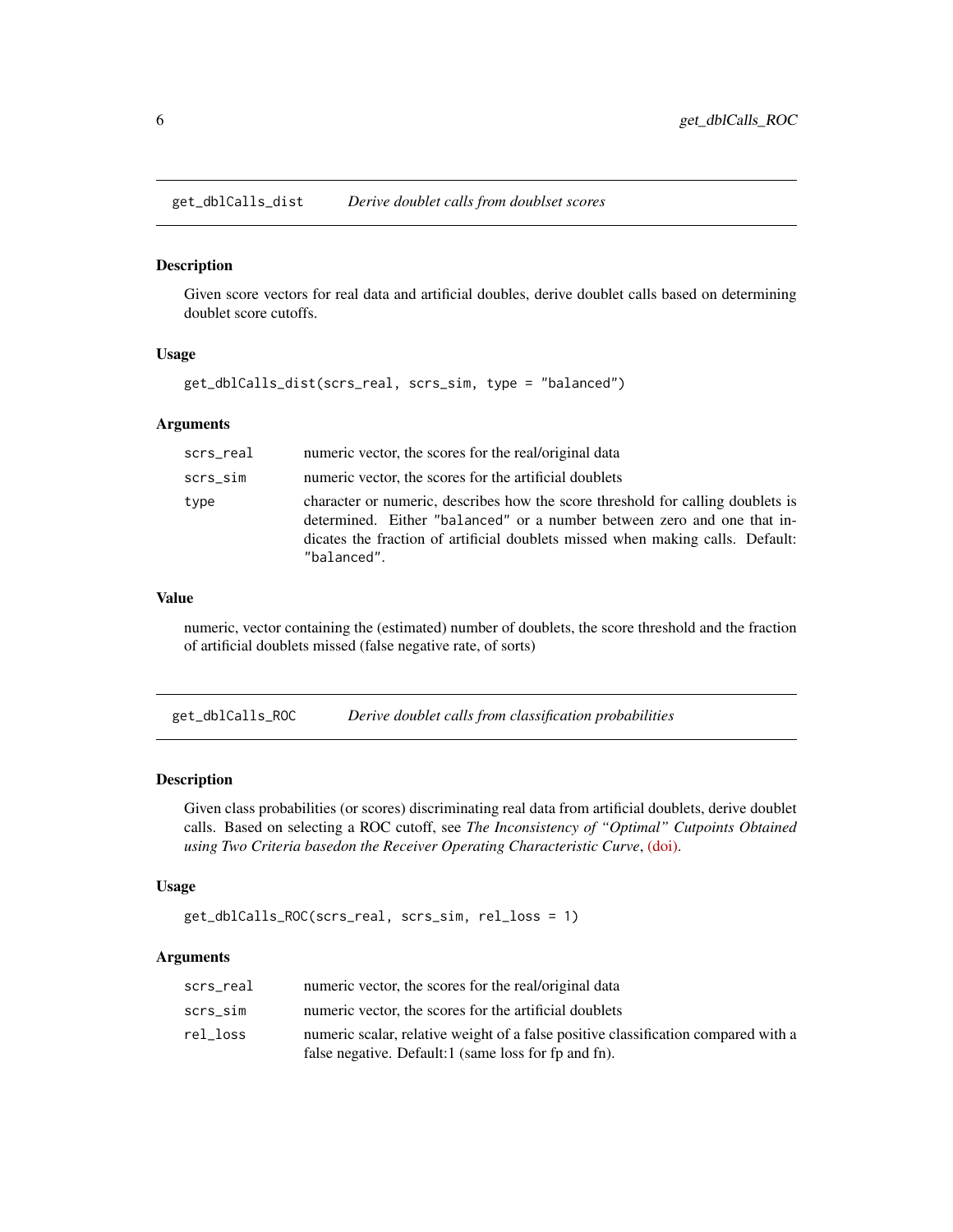## get_dblCalls_dist *Derive doublet calls from doublset scores*

### Description

Given score vectors for real data and artificial doubles, derive doublet calls based on determining doublet score cutoffs.

### Usage

```
get_dblCalls_dist(scrs_real, scrs_sim, type = "balanced")
```

### Arguments

| | |
|---|---|
| `scrs_real` | numeric vector, the scores for the real/original data |
| `scrs_sim` | numeric vector, the scores for the artificial doublets |
| `type` | character or numeric, describes how the score threshold for calling doublets is determined. Either `"balanced"` or a number between zero and one that indicates the fraction of artificial doublets missed when making calls. Default: `"balanced"`. |

### Value

numeric, vector containing the (estimated) number of doublets, the score threshold and the fraction of artificial doublets missed (false negative rate, of sorts)

## get_dblCalls_ROC *Derive doublet calls from classification probabilities*

### Description

Given class probabilities (or scores) discriminating real data from artificial doublets, derive doublet calls. Based on selecting a ROC cutoff, see *The Inconsistency of "Optimal" Cutpoints Obtained using Two Criteria basedon the Receiver Operating Characteristic Curve*, (doi).

### Usage

```
get_dblCalls_ROC(scrs_real, scrs_sim, rel_loss = 1)
```

### Arguments

| | |
|---|---|
| `scrs_real` | numeric vector, the scores for the real/original data |
| `scrs_sim` | numeric vector, the scores for the artificial doublets |
| `rel_loss` | numeric scalar, relative weight of a false positive classification compared with a false negative. Default:1 (same loss for fp and fn). |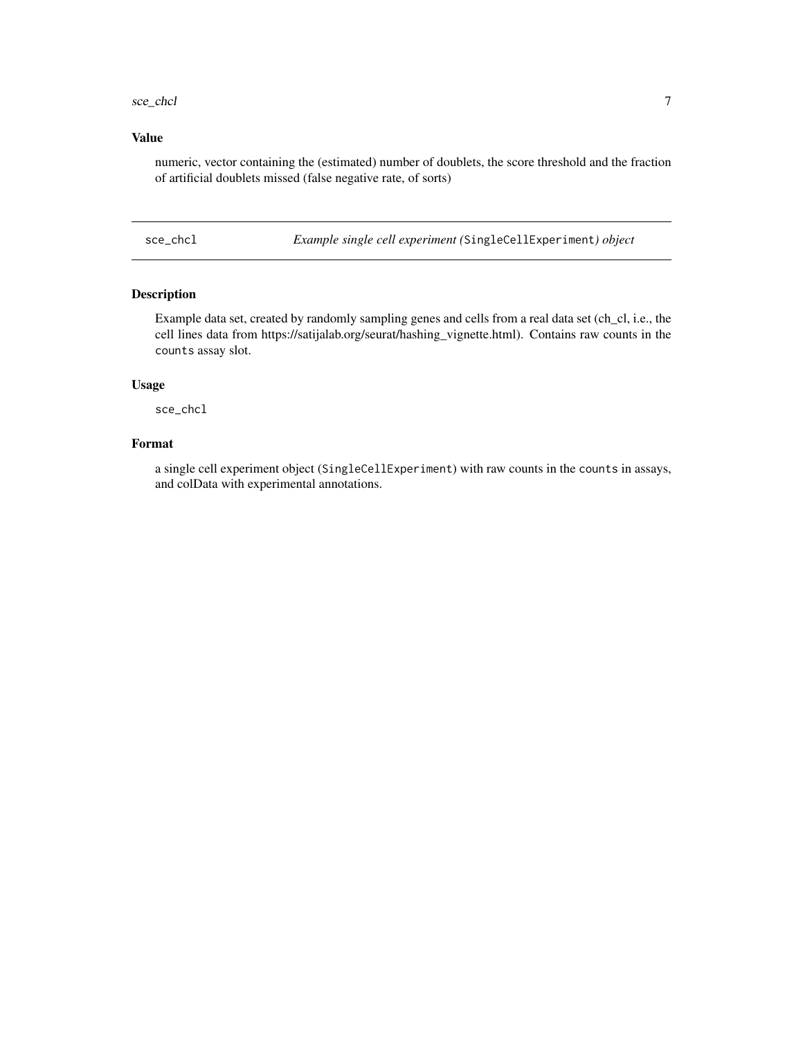### Value

numeric, vector containing the (estimated) number of doublets, the score threshold and the fraction of artificial doublets missed (false negative rate, of sorts)

---

## sce_chcl — *Example single cell experiment (`SingleCellExperiment`) object*

---

### Description

Example data set, created by randomly sampling genes and cells from a real data set (ch_cl, i.e., the cell lines data from https://satijalab.org/seurat/hashing_vignette.html). Contains raw counts in the `counts` assay slot.

### Usage

```
sce_chcl
```

### Format

a single cell experiment object (`SingleCellExperiment`) with raw counts in the `counts` in assays, and colData with experimental annotations.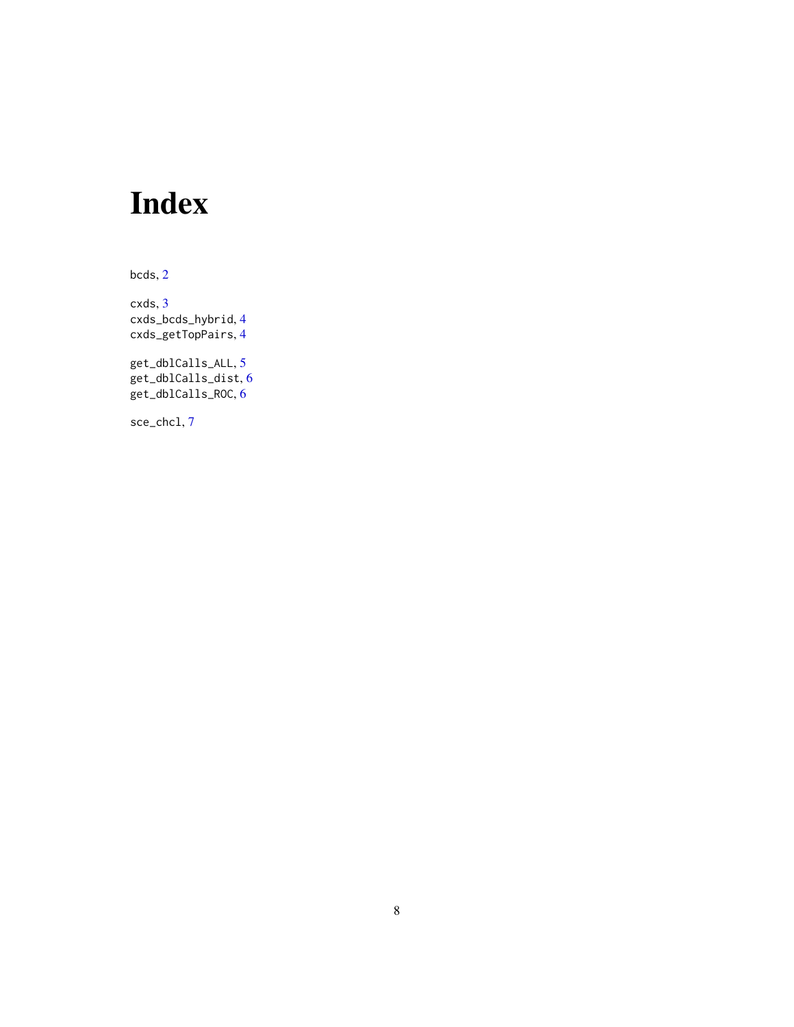# Index

bcds, 2

cxds, 3
cxds_bcds_hybrid, 4
cxds_getTopPairs, 4

get_dblCalls_ALL, 5
get_dblCalls_dist, 6
get_dblCalls_ROC, 6

sce_chcl, 7